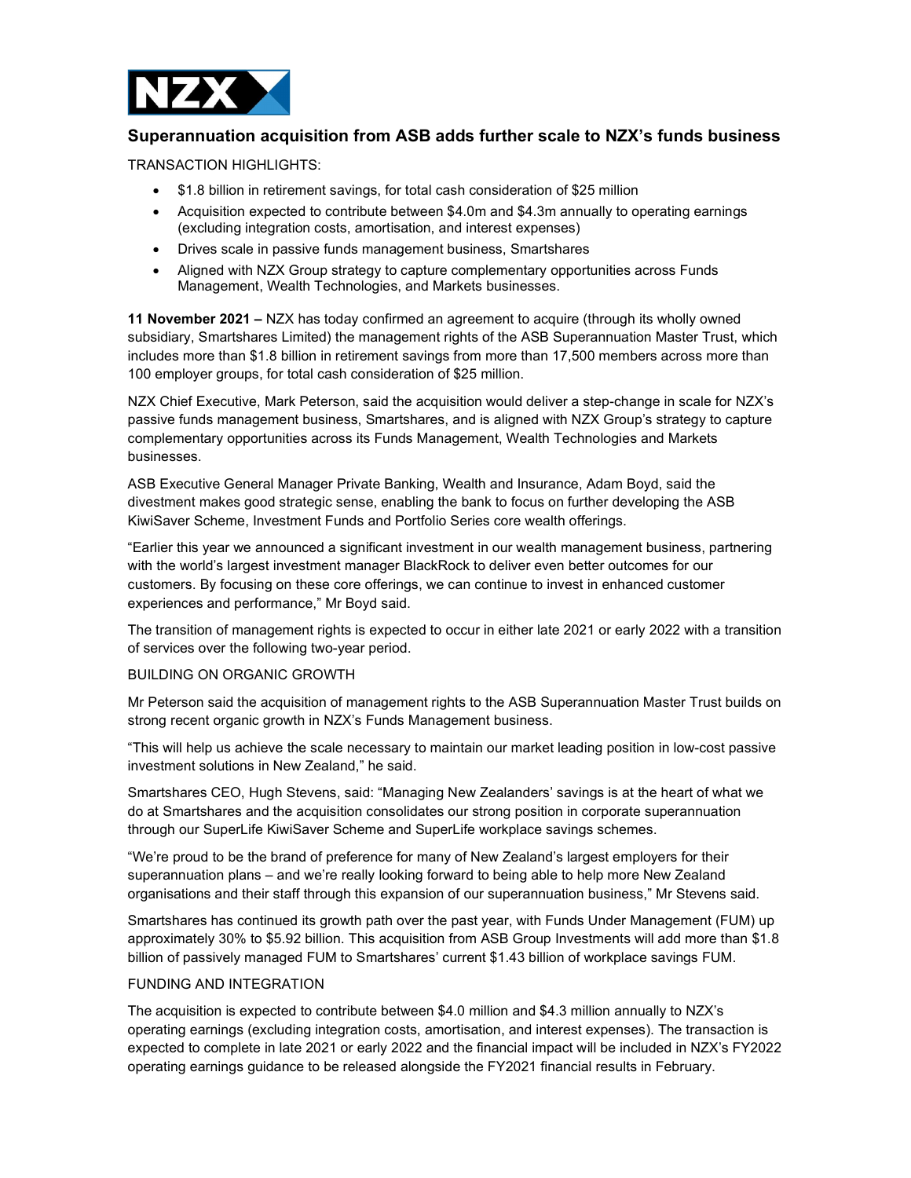# Superannuation acquisition from ASB adds further scale to NZX's funds business

TRANSACTION HIGHLIGHTS:

- $1.8 billion in retirement savings, for total cash consideration of $25 million
- Acquisition expected to contribute between $4.0m and $4.3m annually to operating earnings (excluding integration costs, amortisation, and interest expenses)
- Drives scale in passive funds management business, Smartshares
- Aligned with NZX Group strategy to capture complementary opportunities across Funds Management, Wealth Technologies, and Markets businesses.

**11 November 2021 –** NZX has today confirmed an agreement to acquire (through its wholly owned subsidiary, Smartshares Limited) the management rights of the ASB Superannuation Master Trust, which includes more than $1.8 billion in retirement savings from more than 17,500 members across more than 100 employer groups, for total cash consideration of $25 million.

NZX Chief Executive, Mark Peterson, said the acquisition would deliver a step-change in scale for NZX's passive funds management business, Smartshares, and is aligned with NZX Group's strategy to capture complementary opportunities across its Funds Management, Wealth Technologies and Markets businesses.

ASB Executive General Manager Private Banking, Wealth and Insurance, Adam Boyd, said the divestment makes good strategic sense, enabling the bank to focus on further developing the ASB KiwiSaver Scheme, Investment Funds and Portfolio Series core wealth offerings.

"Earlier this year we announced a significant investment in our wealth management business, partnering with the world's largest investment manager BlackRock to deliver even better outcomes for our customers. By focusing on these core offerings, we can continue to invest in enhanced customer experiences and performance," Mr Boyd said.

The transition of management rights is expected to occur in either late 2021 or early 2022 with a transition of services over the following two-year period.

## BUILDING ON ORGANIC GROWTH

Mr Peterson said the acquisition of management rights to the ASB Superannuation Master Trust builds on strong recent organic growth in NZX's Funds Management business.

"This will help us achieve the scale necessary to maintain our market leading position in low-cost passive investment solutions in New Zealand," he said.

Smartshares CEO, Hugh Stevens, said: "Managing New Zealanders' savings is at the heart of what we do at Smartshares and the acquisition consolidates our strong position in corporate superannuation through our SuperLife KiwiSaver Scheme and SuperLife workplace savings schemes.

"We're proud to be the brand of preference for many of New Zealand's largest employers for their superannuation plans – and we're really looking forward to being able to help more New Zealand organisations and their staff through this expansion of our superannuation business," Mr Stevens said.

Smartshares has continued its growth path over the past year, with Funds Under Management (FUM) up approximately 30% to $5.92 billion. This acquisition from ASB Group Investments will add more than $1.8 billion of passively managed FUM to Smartshares' current $1.43 billion of workplace savings FUM.

## FUNDING AND INTEGRATION

The acquisition is expected to contribute between $4.0 million and $4.3 million annually to NZX's operating earnings (excluding integration costs, amortisation, and interest expenses). The transaction is expected to complete in late 2021 or early 2022 and the financial impact will be included in NZX's FY2022 operating earnings guidance to be released alongside the FY2021 financial results in February.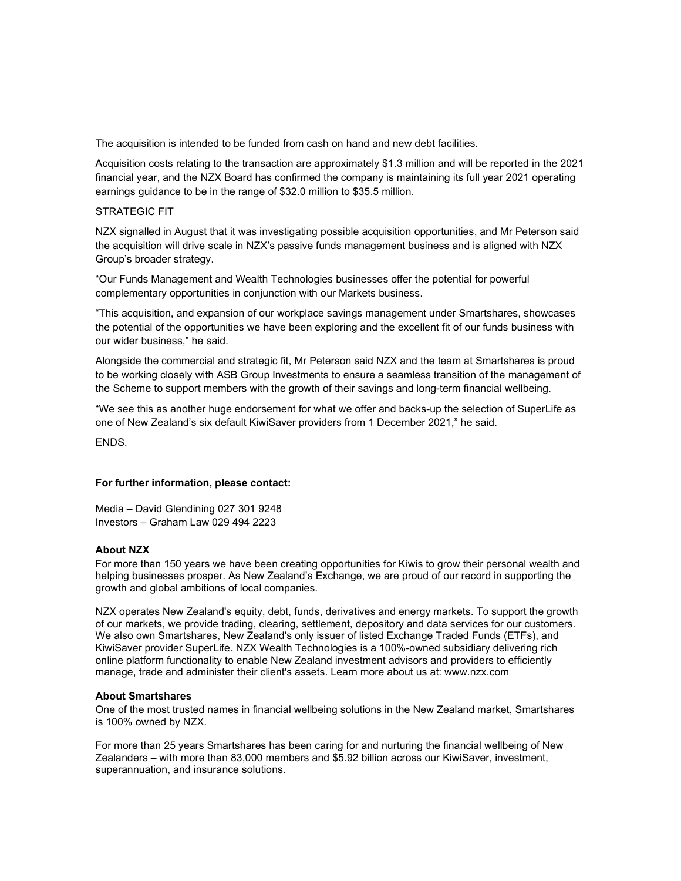The acquisition is intended to be funded from cash on hand and new debt facilities.

Acquisition costs relating to the transaction are approximately $1.3 million and will be reported in the 2021 financial year, and the NZX Board has confirmed the company is maintaining its full year 2021 operating earnings guidance to be in the range of $32.0 million to $35.5 million.

STRATEGIC FIT

NZX signalled in August that it was investigating possible acquisition opportunities, and Mr Peterson said the acquisition will drive scale in NZX's passive funds management business and is aligned with NZX Group's broader strategy.

"Our Funds Management and Wealth Technologies businesses offer the potential for powerful complementary opportunities in conjunction with our Markets business.

"This acquisition, and expansion of our workplace savings management under Smartshares, showcases the potential of the opportunities we have been exploring and the excellent fit of our funds business with our wider business," he said.

Alongside the commercial and strategic fit, Mr Peterson said NZX and the team at Smartshares is proud to be working closely with ASB Group Investments to ensure a seamless transition of the management of the Scheme to support members with the growth of their savings and long-term financial wellbeing.

"We see this as another huge endorsement for what we offer and backs-up the selection of SuperLife as one of New Zealand's six default KiwiSaver providers from 1 December 2021," he said.

ENDS.

**For further information, please contact:**

Media – David Glendining 027 301 9248
Investors – Graham Law 029 494 2223

**About NZX**

For more than 150 years we have been creating opportunities for Kiwis to grow their personal wealth and helping businesses prosper. As New Zealand's Exchange, we are proud of our record in supporting the growth and global ambitions of local companies.

NZX operates New Zealand's equity, debt, funds, derivatives and energy markets. To support the growth of our markets, we provide trading, clearing, settlement, depository and data services for our customers. We also own Smartshares, New Zealand's only issuer of listed Exchange Traded Funds (ETFs), and KiwiSaver provider SuperLife. NZX Wealth Technologies is a 100%-owned subsidiary delivering rich online platform functionality to enable New Zealand investment advisors and providers to efficiently manage, trade and administer their client's assets. Learn more about us at: www.nzx.com

**About Smartshares**

One of the most trusted names in financial wellbeing solutions in the New Zealand market, Smartshares is 100% owned by NZX.

For more than 25 years Smartshares has been caring for and nurturing the financial wellbeing of New Zealanders – with more than 83,000 members and $5.92 billion across our KiwiSaver, investment, superannuation, and insurance solutions.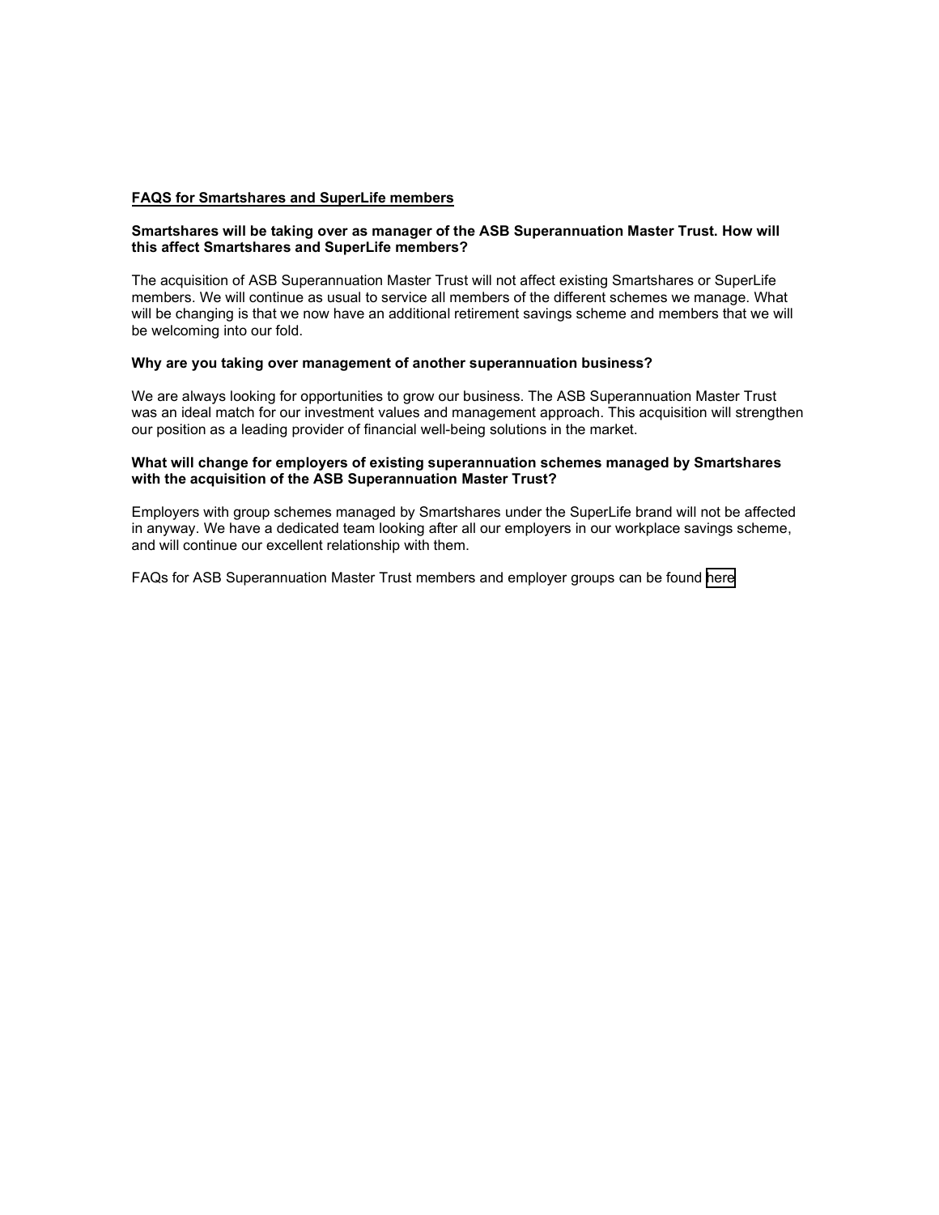## FAQS for Smartshares and SuperLife members

**Smartshares will be taking over as manager of the ASB Superannuation Master Trust. How will this affect Smartshares and SuperLife members?**

The acquisition of ASB Superannuation Master Trust will not affect existing Smartshares or SuperLife members. We will continue as usual to service all members of the different schemes we manage. What will be changing is that we now have an additional retirement savings scheme and members that we will be welcoming into our fold.

**Why are you taking over management of another superannuation business?**

We are always looking for opportunities to grow our business. The ASB Superannuation Master Trust was an ideal match for our investment values and management approach. This acquisition will strengthen our position as a leading provider of financial well-being solutions in the market.

**What will change for employers of existing superannuation schemes managed by Smartshares with the acquisition of the ASB Superannuation Master Trust?**

Employers with group schemes managed by Smartshares under the SuperLife brand will not be affected in anyway. We have a dedicated team looking after all our employers in our workplace savings scheme, and will continue our excellent relationship with them.

FAQs for ASB Superannuation Master Trust members and employer groups can be found here